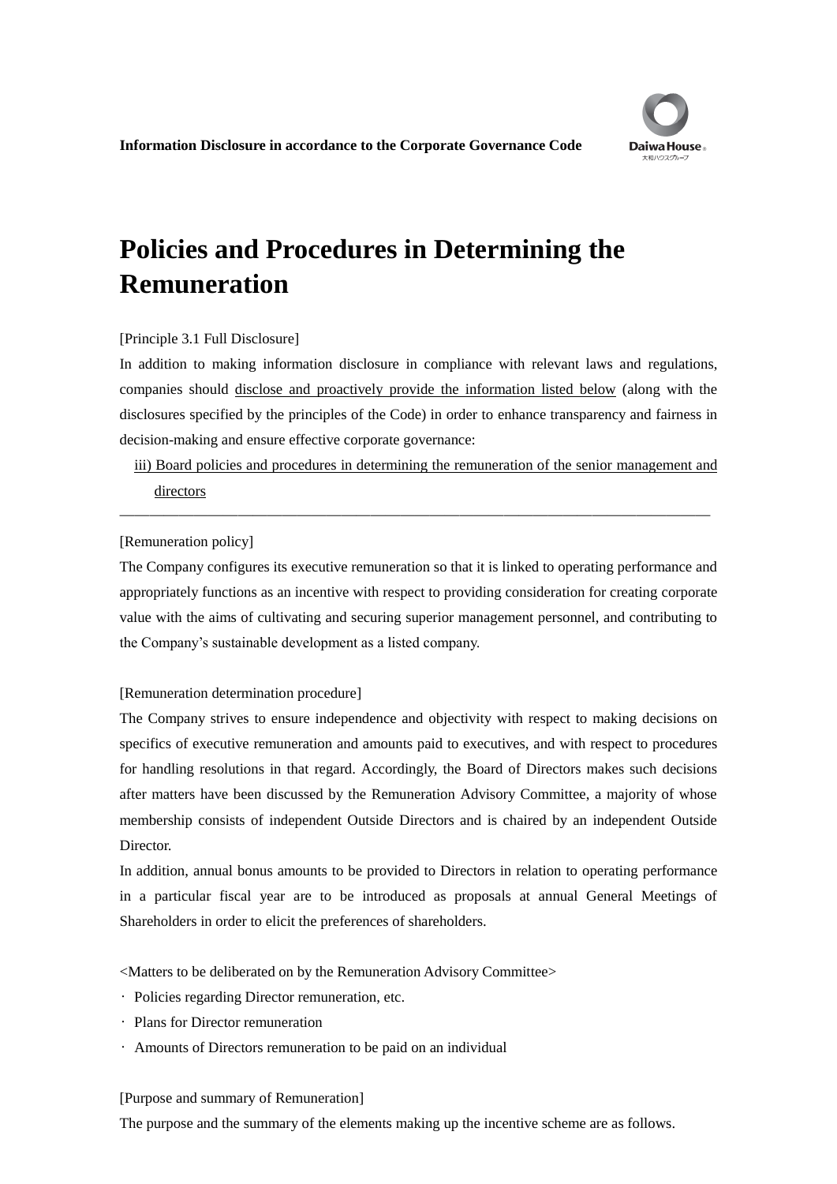Information Disclosure in accordance to the Corporate Governance Code

# Policies and Procedures in Determining the Remuneration

[Principle 3.1 Full Disclosure]

In addition to making information disclosure in compliance with relevant laws and regulations, companies should disclose and proactively provide the information listed below (along with the disclosures specified by the principles of the Code) in order to enhance transparency and fairness in decision-making and ensure effective corporate governance:

iii) Board policies and procedures in determining the remuneration of the senior management and directors

---

[Remuneration policy]

The Company configures its executive remuneration so that it is linked to operating performance and appropriately functions as an incentive with respect to providing consideration for creating corporate value with the aims of cultivating and securing superior management personnel, and contributing to the Company's sustainable development as a listed company.

[Remuneration determination procedure]

The Company strives to ensure independence and objectivity with respect to making decisions on specifics of executive remuneration and amounts paid to executives, and with respect to procedures for handling resolutions in that regard. Accordingly, the Board of Directors makes such decisions after matters have been discussed by the Remuneration Advisory Committee, a majority of whose membership consists of independent Outside Directors and is chaired by an independent Outside Director.

In addition, annual bonus amounts to be provided to Directors in relation to operating performance in a particular fiscal year are to be introduced as proposals at annual General Meetings of Shareholders in order to elicit the preferences of shareholders.

<Matters to be deliberated on by the Remuneration Advisory Committee>

- Policies regarding Director remuneration, etc.
- Plans for Director remuneration
- Amounts of Directors remuneration to be paid on an individual

[Purpose and summary of Remuneration]

The purpose and the summary of the elements making up the incentive scheme are as follows.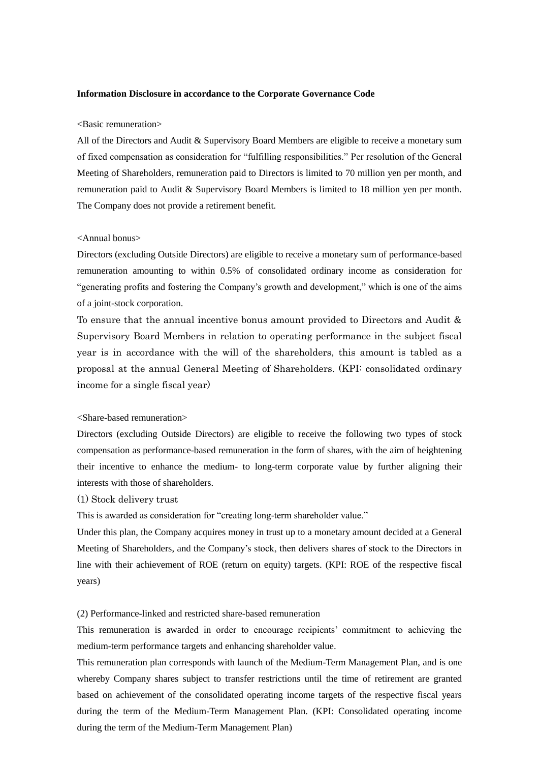**Information Disclosure in accordance to the Corporate Governance Code**

<Basic remuneration>

All of the Directors and Audit & Supervisory Board Members are eligible to receive a monetary sum of fixed compensation as consideration for "fulfilling responsibilities." Per resolution of the General Meeting of Shareholders, remuneration paid to Directors is limited to 70 million yen per month, and remuneration paid to Audit & Supervisory Board Members is limited to 18 million yen per month. The Company does not provide a retirement benefit.

<Annual bonus>

Directors (excluding Outside Directors) are eligible to receive a monetary sum of performance-based remuneration amounting to within 0.5% of consolidated ordinary income as consideration for "generating profits and fostering the Company's growth and development," which is one of the aims of a joint-stock corporation.

To ensure that the annual incentive bonus amount provided to Directors and Audit & Supervisory Board Members in relation to operating performance in the subject fiscal year is in accordance with the will of the shareholders, this amount is tabled as a proposal at the annual General Meeting of Shareholders. (KPI: consolidated ordinary income for a single fiscal year)

<Share-based remuneration>

Directors (excluding Outside Directors) are eligible to receive the following two types of stock compensation as performance-based remuneration in the form of shares, with the aim of heightening their incentive to enhance the medium- to long-term corporate value by further aligning their interests with those of shareholders.

(1) Stock delivery trust

This is awarded as consideration for "creating long-term shareholder value."

Under this plan, the Company acquires money in trust up to a monetary amount decided at a General Meeting of Shareholders, and the Company's stock, then delivers shares of stock to the Directors in line with their achievement of ROE (return on equity) targets. (KPI: ROE of the respective fiscal years)

(2) Performance-linked and restricted share-based remuneration

This remuneration is awarded in order to encourage recipients' commitment to achieving the medium-term performance targets and enhancing shareholder value.

This remuneration plan corresponds with launch of the Medium-Term Management Plan, and is one whereby Company shares subject to transfer restrictions until the time of retirement are granted based on achievement of the consolidated operating income targets of the respective fiscal years during the term of the Medium-Term Management Plan. (KPI: Consolidated operating income during the term of the Medium-Term Management Plan)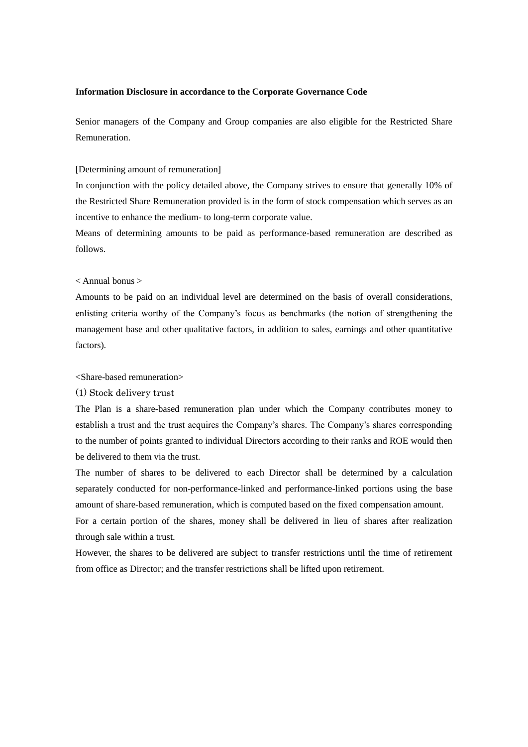**Information Disclosure in accordance to the Corporate Governance Code**

Senior managers of the Company and Group companies are also eligible for the Restricted Share Remuneration.

[Determining amount of remuneration]

In conjunction with the policy detailed above, the Company strives to ensure that generally 10% of the Restricted Share Remuneration provided is in the form of stock compensation which serves as an incentive to enhance the medium- to long-term corporate value.

Means of determining amounts to be paid as performance-based remuneration are described as follows.

< Annual bonus >

Amounts to be paid on an individual level are determined on the basis of overall considerations, enlisting criteria worthy of the Company's focus as benchmarks (the notion of strengthening the management base and other qualitative factors, in addition to sales, earnings and other quantitative factors).

<Share-based remuneration>

(1) Stock delivery trust

The Plan is a share-based remuneration plan under which the Company contributes money to establish a trust and the trust acquires the Company's shares. The Company's shares corresponding to the number of points granted to individual Directors according to their ranks and ROE would then be delivered to them via the trust.

The number of shares to be delivered to each Director shall be determined by a calculation separately conducted for non-performance-linked and performance-linked portions using the base amount of share-based remuneration, which is computed based on the fixed compensation amount.

For a certain portion of the shares, money shall be delivered in lieu of shares after realization through sale within a trust.

However, the shares to be delivered are subject to transfer restrictions until the time of retirement from office as Director; and the transfer restrictions shall be lifted upon retirement.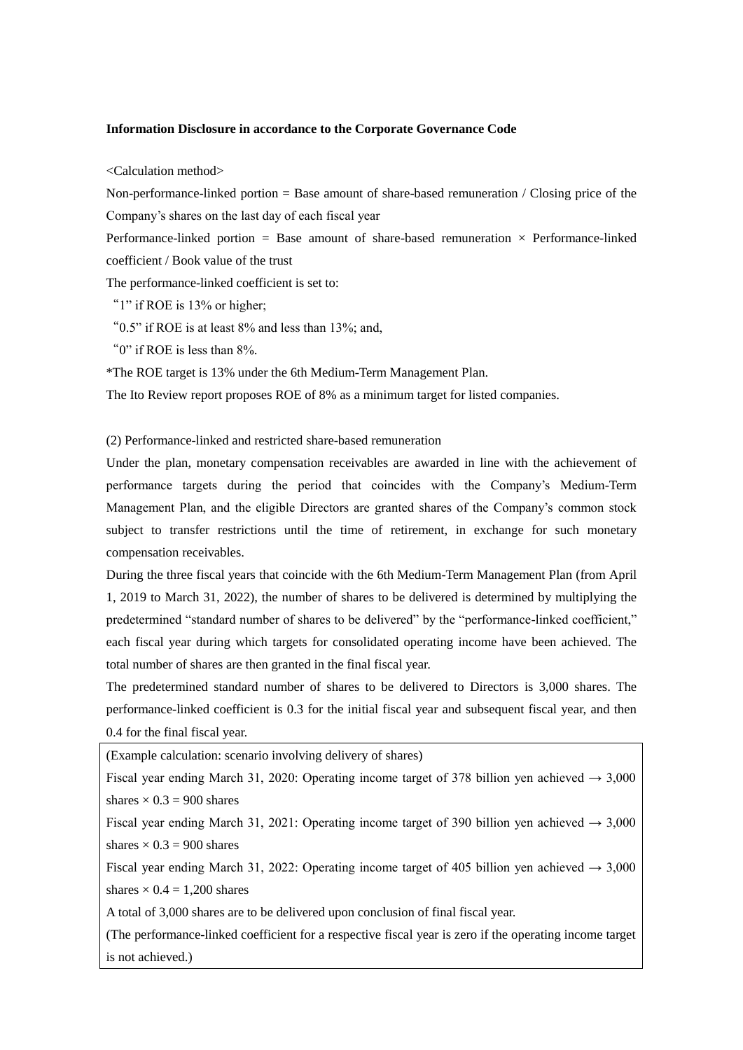**Information Disclosure in accordance to the Corporate Governance Code**

<Calculation method>

Non-performance-linked portion = Base amount of share-based remuneration / Closing price of the Company's shares on the last day of each fiscal year

Performance-linked portion = Base amount of share-based remuneration × Performance-linked coefficient / Book value of the trust

The performance-linked coefficient is set to:

"1" if ROE is 13% or higher;

"0.5" if ROE is at least 8% and less than 13%; and,

"0" if ROE is less than 8%.

*The ROE target is 13% under the 6th Medium-Term Management Plan.

The Ito Review report proposes ROE of 8% as a minimum target for listed companies.

(2) Performance-linked and restricted share-based remuneration

Under the plan, monetary compensation receivables are awarded in line with the achievement of performance targets during the period that coincides with the Company's Medium-Term Management Plan, and the eligible Directors are granted shares of the Company's common stock subject to transfer restrictions until the time of retirement, in exchange for such monetary compensation receivables.

During the three fiscal years that coincide with the 6th Medium-Term Management Plan (from April 1, 2019 to March 31, 2022), the number of shares to be delivered is determined by multiplying the predetermined "standard number of shares to be delivered" by the "performance-linked coefficient," each fiscal year during which targets for consolidated operating income have been achieved. The total number of shares are then granted in the final fiscal year.

The predetermined standard number of shares to be delivered to Directors is 3,000 shares. The performance-linked coefficient is 0.3 for the initial fiscal year and subsequent fiscal year, and then 0.4 for the final fiscal year.

> (Example calculation: scenario involving delivery of shares)
>
> Fiscal year ending March 31, 2020: Operating income target of 378 billion yen achieved → 3,000 shares × 0.3 = 900 shares
>
> Fiscal year ending March 31, 2021: Operating income target of 390 billion yen achieved → 3,000 shares × 0.3 = 900 shares
>
> Fiscal year ending March 31, 2022: Operating income target of 405 billion yen achieved → 3,000 shares × 0.4 = 1,200 shares
>
> A total of 3,000 shares are to be delivered upon conclusion of final fiscal year.
>
> (The performance-linked coefficient for a respective fiscal year is zero if the operating income target is not achieved.)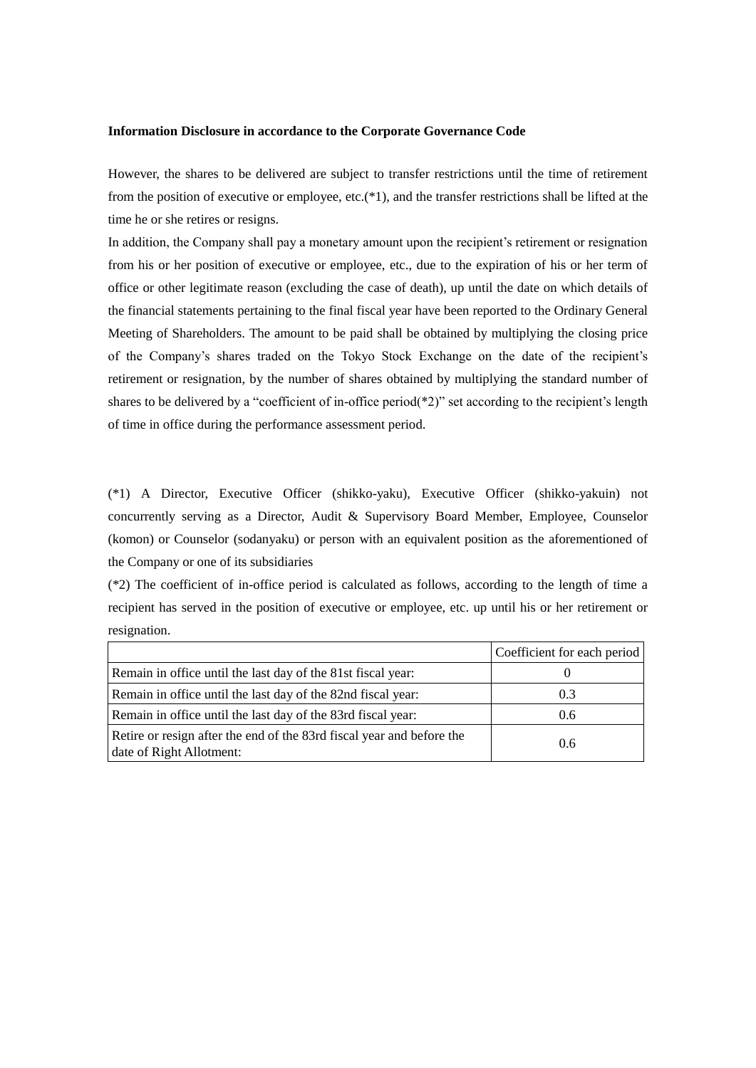**Information Disclosure in accordance to the Corporate Governance Code**

However, the shares to be delivered are subject to transfer restrictions until the time of retirement from the position of executive or employee, etc.(*1), and the transfer restrictions shall be lifted at the time he or she retires or resigns.

In addition, the Company shall pay a monetary amount upon the recipient's retirement or resignation from his or her position of executive or employee, etc., due to the expiration of his or her term of office or other legitimate reason (excluding the case of death), up until the date on which details of the financial statements pertaining to the final fiscal year have been reported to the Ordinary General Meeting of Shareholders. The amount to be paid shall be obtained by multiplying the closing price of the Company's shares traded on the Tokyo Stock Exchange on the date of the recipient's retirement or resignation, by the number of shares obtained by multiplying the standard number of shares to be delivered by a "coefficient of in-office period(*2)" set according to the recipient's length of time in office during the performance assessment period.

(*1) A Director, Executive Officer (shikko-yaku), Executive Officer (shikko-yakuin) not concurrently serving as a Director, Audit & Supervisory Board Member, Employee, Counselor (komon) or Counselor (sodanyaku) or person with an equivalent position as the aforementioned of the Company or one of its subsidiaries

(*2) The coefficient of in-office period is calculated as follows, according to the length of time a recipient has served in the position of executive or employee, etc. up until his or her retirement or resignation.

| | Coefficient for each period |
|---|---|
| Remain in office until the last day of the 81st fiscal year: | 0 |
| Remain in office until the last day of the 82nd fiscal year: | 0.3 |
| Remain in office until the last day of the 83rd fiscal year: | 0.6 |
| Retire or resign after the end of the 83rd fiscal year and before the date of Right Allotment: | 0.6 |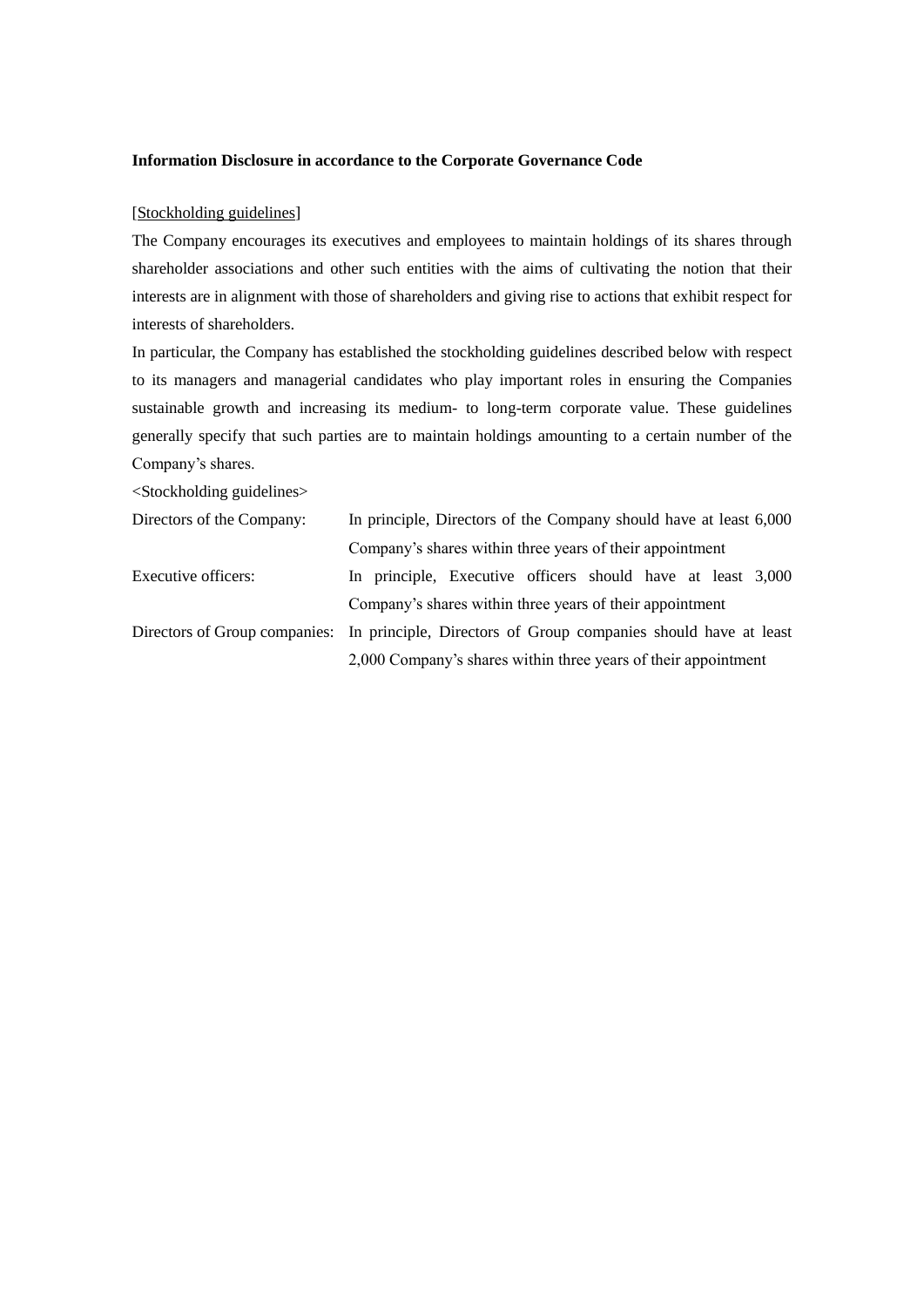**Information Disclosure in accordance to the Corporate Governance Code**

[Stockholding guidelines]

The Company encourages its executives and employees to maintain holdings of its shares through shareholder associations and other such entities with the aims of cultivating the notion that their interests are in alignment with those of shareholders and giving rise to actions that exhibit respect for interests of shareholders.

In particular, the Company has established the stockholding guidelines described below with respect to its managers and managerial candidates who play important roles in ensuring the Companies sustainable growth and increasing its medium- to long-term corporate value. These guidelines generally specify that such parties are to maintain holdings amounting to a certain number of the Company's shares.

<Stockholding guidelines>

| | |
|---|---|
| Directors of the Company: | In principle, Directors of the Company should have at least 6,000 Company's shares within three years of their appointment |
| Executive officers: | In principle, Executive officers should have at least 3,000 Company's shares within three years of their appointment |
| Directors of Group companies: | In principle, Directors of Group companies should have at least 2,000 Company's shares within three years of their appointment |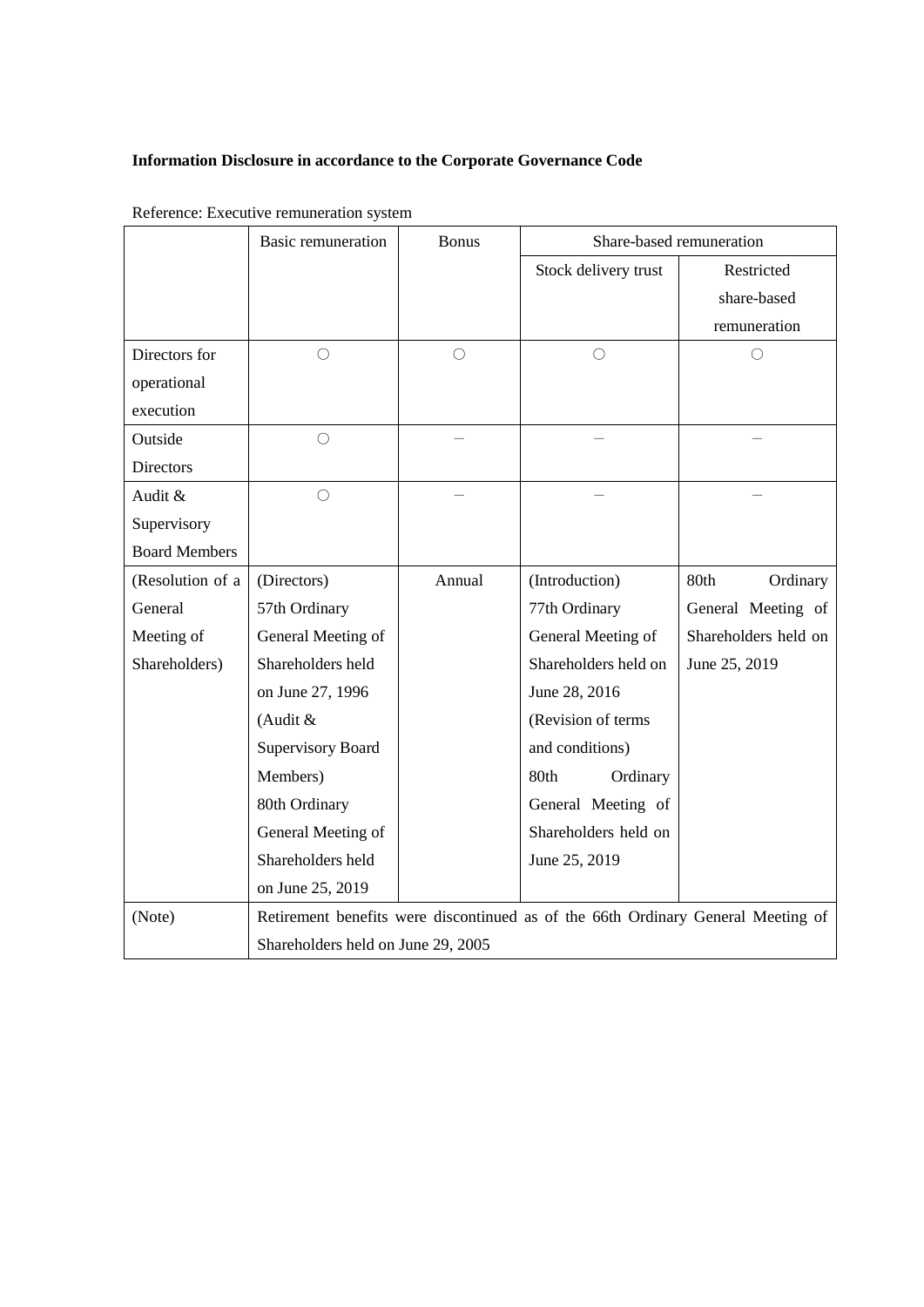**Information Disclosure in accordance to the Corporate Governance Code**

Reference: Executive remuneration system

| | Basic remuneration | Bonus | Share-based remuneration | |
|---|---|---|---|---|
| | | | Stock delivery trust | Restricted share-based remuneration |
| Directors for operational execution | ○ | ○ | ○ | ○ |
| Outside Directors | ○ | — | — | — |
| Audit & Supervisory Board Members | ○ | — | — | — |
| (Resolution of a General Meeting of Shareholders) | (Directors) 57th Ordinary General Meeting of Shareholders held on June 27, 1996 (Audit & Supervisory Board Members) 80th Ordinary General Meeting of Shareholders held on June 25, 2019 | Annual | (Introduction) 77th Ordinary General Meeting of Shareholders held on June 28, 2016 (Revision of terms and conditions) 80th Ordinary General Meeting of Shareholders held on June 25, 2019 | 80th Ordinary General Meeting of Shareholders held on June 25, 2019 |
| (Note) | Retirement benefits were discontinued as of the 66th Ordinary General Meeting of Shareholders held on June 29, 2005 | | | |